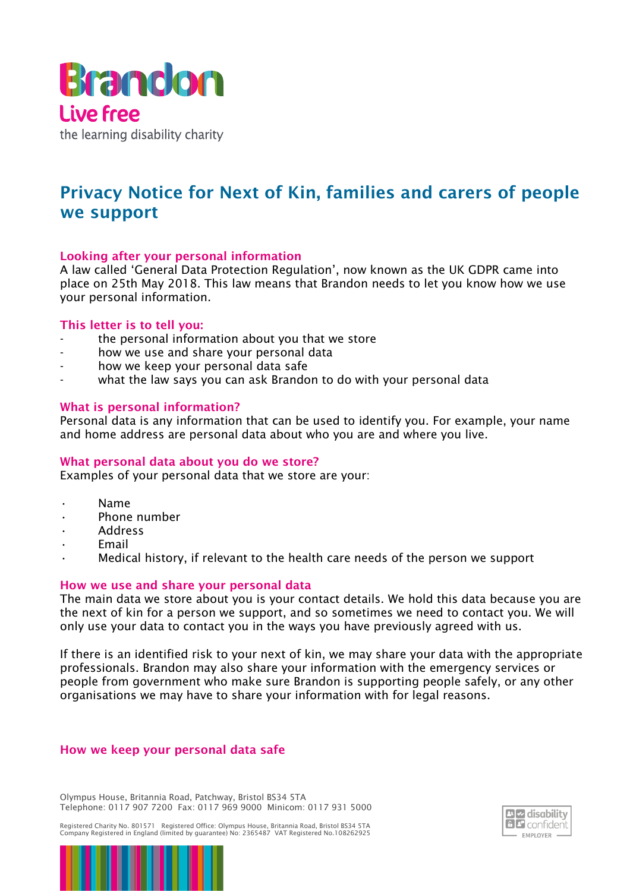Brandon

Live free

the learning disability charity

# Privacy Notice for Next of Kin, families and carers of people we support

## Looking after your personal information

A law called 'General Data Protection Regulation', now known as the UK GDPR came into place on 25th May 2018. This law means that Brandon needs to let you know how we use your personal information.

## This letter is to tell you:

- the personal information about you that we store
- how we use and share your personal data
- how we keep your personal data safe
- what the law says you can ask Brandon to do with your personal data

## What is personal information?

Personal data is any information that can be used to identify you. For example, your name and home address are personal data about who you are and where you live.

## What personal data about you do we store?

Examples of your personal data that we store are your:

- Name
- Phone number
- Address
- Email
- Medical history, if relevant to the health care needs of the person we support

## How we use and share your personal data

The main data we store about you is your contact details. We hold this data because you are the next of kin for a person we support, and so sometimes we need to contact you. We will only use your data to contact you in the ways you have previously agreed with us.

If there is an identified risk to your next of kin, we may share your data with the appropriate professionals. Brandon may also share your information with the emergency services or people from government who make sure Brandon is supporting people safely, or any other organisations we may have to share your information with for legal reasons.

## How we keep your personal data safe

Olympus House, Britannia Road, Patchway, Bristol BS34 5TA
Telephone: 0117 907 7200 Fax: 0117 969 9000 Minicom: 0117 931 5000

Registered Charity No. 801571 Registered Office: Olympus House, Britannia Road, Bristol BS34 5TA
Company Registered in England (limited by guarantee) No: 2365487 VAT Registered No.108262925

disability confident EMPLOYER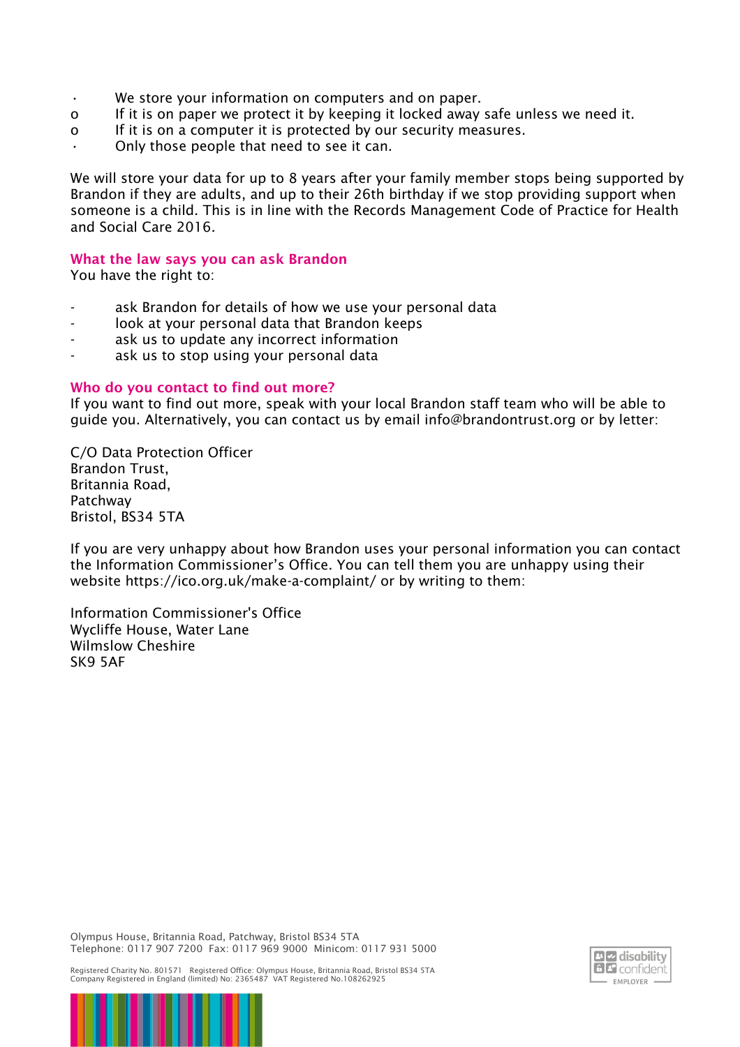- We store your information on computers and on paper.
  - If it is on paper we protect it by keeping it locked away safe unless we need it.
  - If it is on a computer it is protected by our security measures.
- Only those people that need to see it can.

We will store your data for up to 8 years after your family member stops being supported by Brandon if they are adults, and up to their 26th birthday if we stop providing support when someone is a child. This is in line with the Records Management Code of Practice for Health and Social Care 2016.

## What the law says you can ask Brandon

You have the right to:

- ask Brandon for details of how we use your personal data
- look at your personal data that Brandon keeps
- ask us to update any incorrect information
- ask us to stop using your personal data

## Who do you contact to find out more?

If you want to find out more, speak with your local Brandon staff team who will be able to guide you. Alternatively, you can contact us by email info@brandontrust.org or by letter:

C/O Data Protection Officer  
Brandon Trust,  
Britannia Road,  
Patchway  
Bristol, BS34 5TA

If you are very unhappy about how Brandon uses your personal information you can contact the Information Commissioner's Office. You can tell them you are unhappy using their website https://ico.org.uk/make-a-complaint/ or by writing to them:

Information Commissioner's Office  
Wycliffe House, Water Lane  
Wilmslow Cheshire  
SK9 5AF